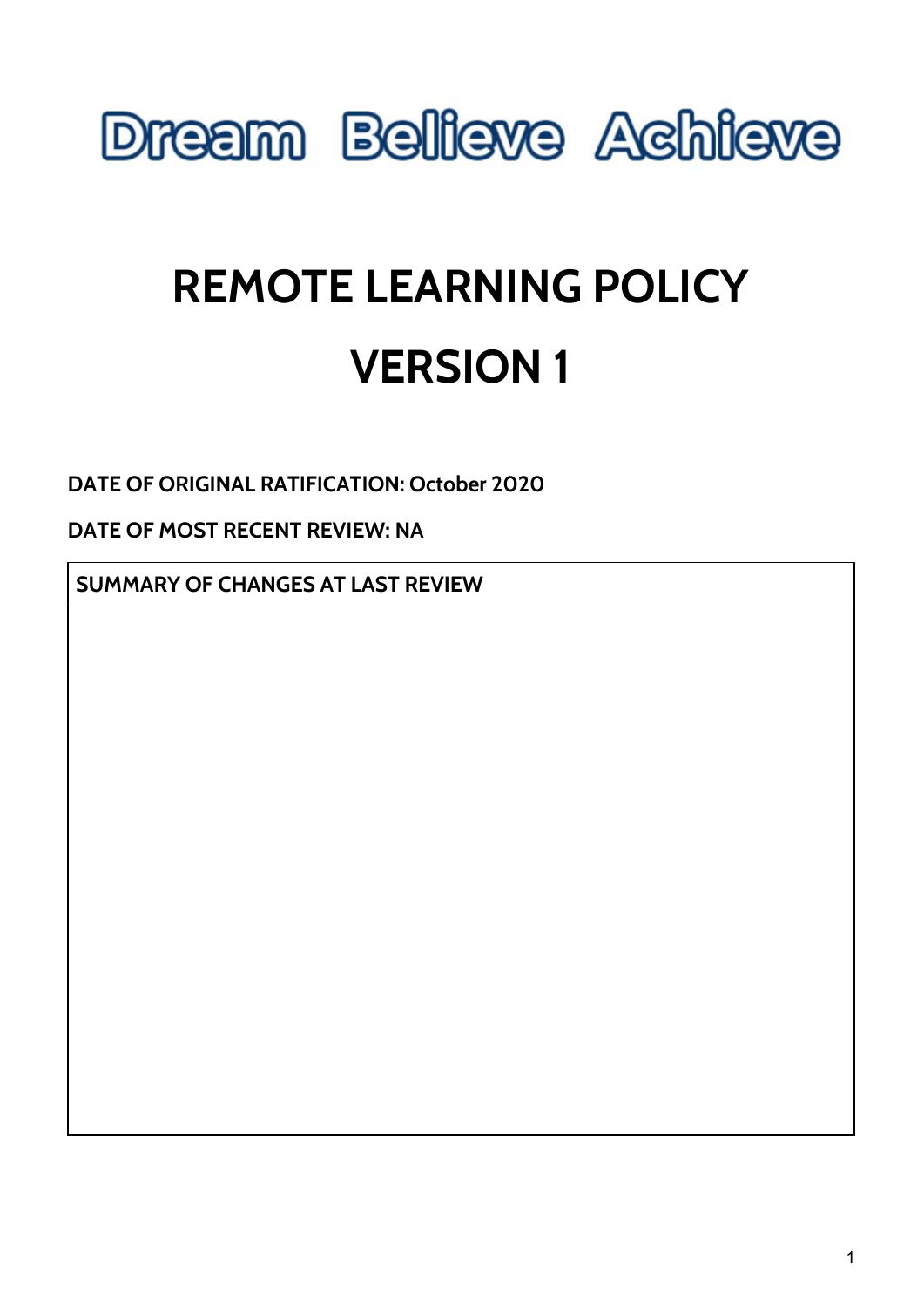Dream Believe Achieve

# REMOTE LEARNING POLICY

# VERSION 1

**DATE OF ORIGINAL RATIFICATION: October 2020**

**DATE OF MOST RECENT REVIEW: NA**

| SUMMARY OF CHANGES AT LAST REVIEW |
| --- |
| |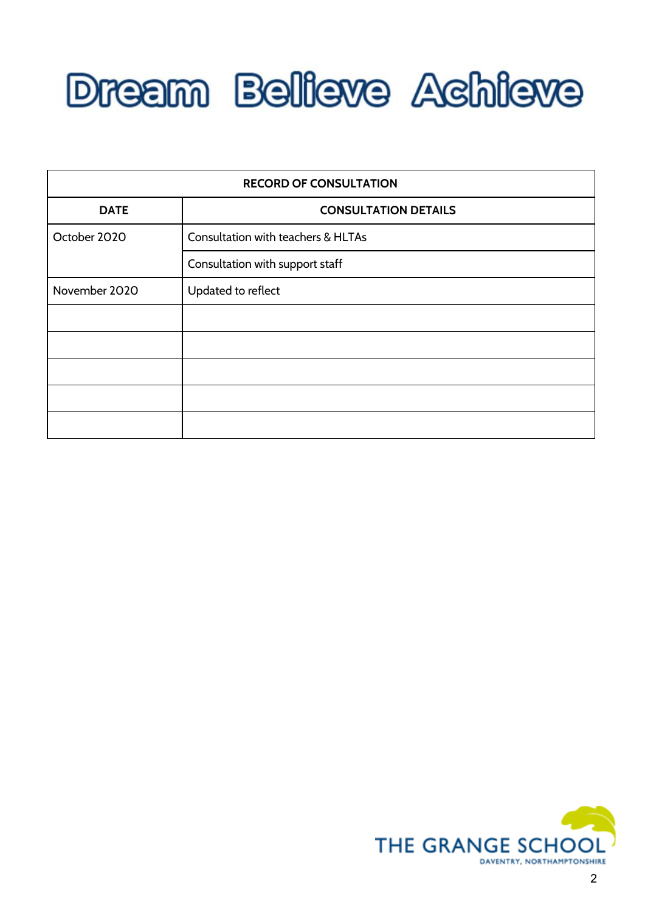# Dream Believe Achieve

| RECORD OF CONSULTATION | |
|---|---|
| **DATE** | **CONSULTATION DETAILS** |
| October 2020 | Consultation with teachers & HLTAs |
| | Consultation with support staff |
| November 2020 | Updated to reflect |
| | |
| | |
| | |
| | |
| | |

THE GRANGE SCHOOL
DAVENTRY, NORTHAMPTONSHIRE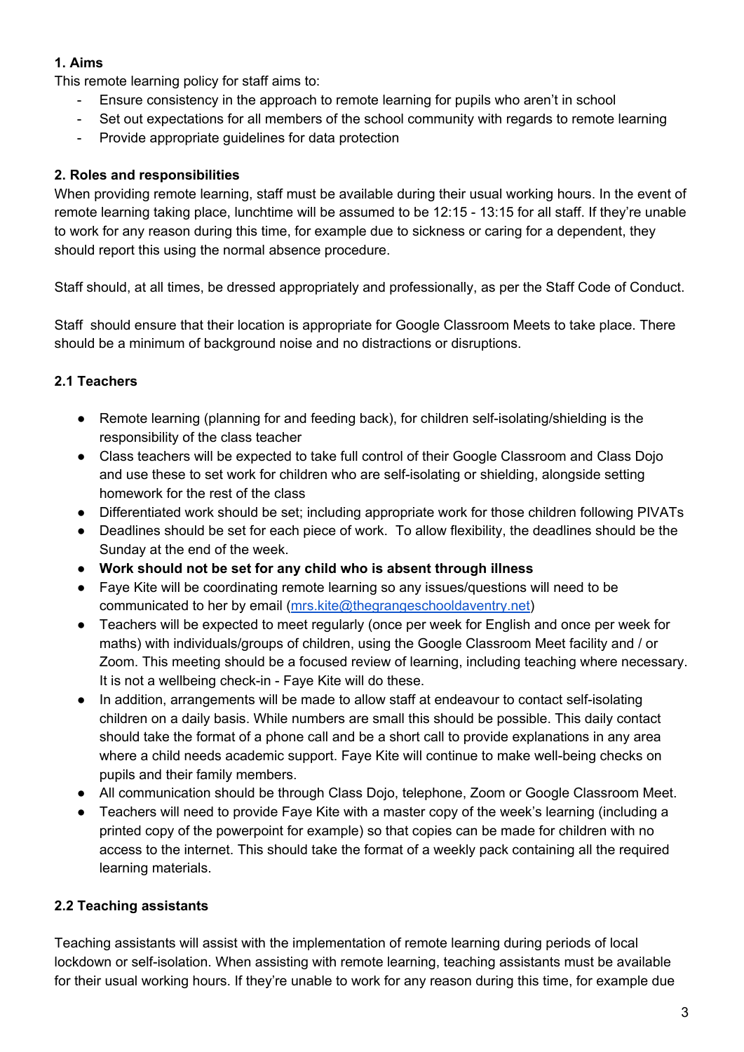**1. Aims**

This remote learning policy for staff aims to:

- Ensure consistency in the approach to remote learning for pupils who aren't in school
- Set out expectations for all members of the school community with regards to remote learning
- Provide appropriate guidelines for data protection

**2. Roles and responsibilities**

When providing remote learning, staff must be available during their usual working hours. In the event of remote learning taking place, lunchtime will be assumed to be 12:15 - 13:15 for all staff. If they're unable to work for any reason during this time, for example due to sickness or caring for a dependent, they should report this using the normal absence procedure.

Staff should, at all times, be dressed appropriately and professionally, as per the Staff Code of Conduct.

Staff should ensure that their location is appropriate for Google Classroom Meets to take place. There should be a minimum of background noise and no distractions or disruptions.

**2.1 Teachers**

- Remote learning (planning for and feeding back), for children self-isolating/shielding is the responsibility of the class teacher
- Class teachers will be expected to take full control of their Google Classroom and Class Dojo and use these to set work for children who are self-isolating or shielding, alongside setting homework for the rest of the class
- Differentiated work should be set; including appropriate work for those children following PIVATs
- Deadlines should be set for each piece of work. To allow flexibility, the deadlines should be the Sunday at the end of the week.
- **Work should not be set for any child who is absent through illness**
- Faye Kite will be coordinating remote learning so any issues/questions will need to be communicated to her by email ([mrs.kite@thegrangeschooldaventry.net](mailto:mrs.kite@thegrangeschooldaventry.net))
- Teachers will be expected to meet regularly (once per week for English and once per week for maths) with individuals/groups of children, using the Google Classroom Meet facility and / or Zoom. This meeting should be a focused review of learning, including teaching where necessary. It is not a wellbeing check-in - Faye Kite will do these.
- In addition, arrangements will be made to allow staff at endeavour to contact self-isolating children on a daily basis. While numbers are small this should be possible. This daily contact should take the format of a phone call and be a short call to provide explanations in any area where a child needs academic support. Faye Kite will continue to make well-being checks on pupils and their family members.
- All communication should be through Class Dojo, telephone, Zoom or Google Classroom Meet.
- Teachers will need to provide Faye Kite with a master copy of the week's learning (including a printed copy of the powerpoint for example) so that copies can be made for children with no access to the internet. This should take the format of a weekly pack containing all the required learning materials.

**2.2 Teaching assistants**

Teaching assistants will assist with the implementation of remote learning during periods of local lockdown or self-isolation. When assisting with remote learning, teaching assistants must be available for their usual working hours. If they're unable to work for any reason during this time, for example due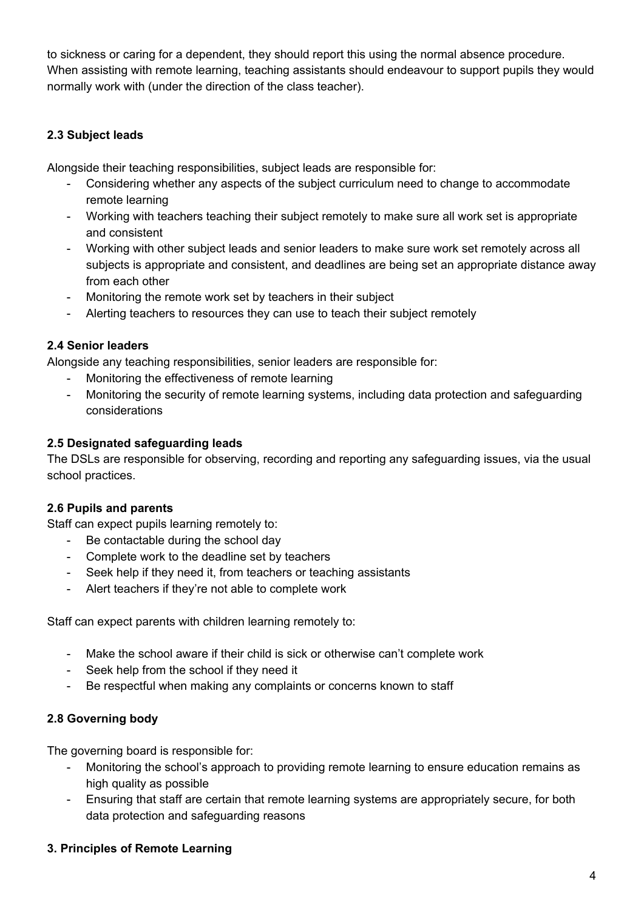to sickness or caring for a dependent, they should report this using the normal absence procedure. When assisting with remote learning, teaching assistants should endeavour to support pupils they would normally work with (under the direction of the class teacher).

### 2.3 Subject leads

Alongside their teaching responsibilities, subject leads are responsible for:

- Considering whether any aspects of the subject curriculum need to change to accommodate remote learning
- Working with teachers teaching their subject remotely to make sure all work set is appropriate and consistent
- Working with other subject leads and senior leaders to make sure work set remotely across all subjects is appropriate and consistent, and deadlines are being set an appropriate distance away from each other
- Monitoring the remote work set by teachers in their subject
- Alerting teachers to resources they can use to teach their subject remotely

### 2.4 Senior leaders

Alongside any teaching responsibilities, senior leaders are responsible for:

- Monitoring the effectiveness of remote learning
- Monitoring the security of remote learning systems, including data protection and safeguarding considerations

### 2.5 Designated safeguarding leads

The DSLs are responsible for observing, recording and reporting any safeguarding issues, via the usual school practices.

### 2.6 Pupils and parents

Staff can expect pupils learning remotely to:

- Be contactable during the school day
- Complete work to the deadline set by teachers
- Seek help if they need it, from teachers or teaching assistants
- Alert teachers if they're not able to complete work

Staff can expect parents with children learning remotely to:

- Make the school aware if their child is sick or otherwise can't complete work
- Seek help from the school if they need it
- Be respectful when making any complaints or concerns known to staff

### 2.8 Governing body

The governing board is responsible for:

- Monitoring the school's approach to providing remote learning to ensure education remains as high quality as possible
- Ensuring that staff are certain that remote learning systems are appropriately secure, for both data protection and safeguarding reasons

## 3. Principles of Remote Learning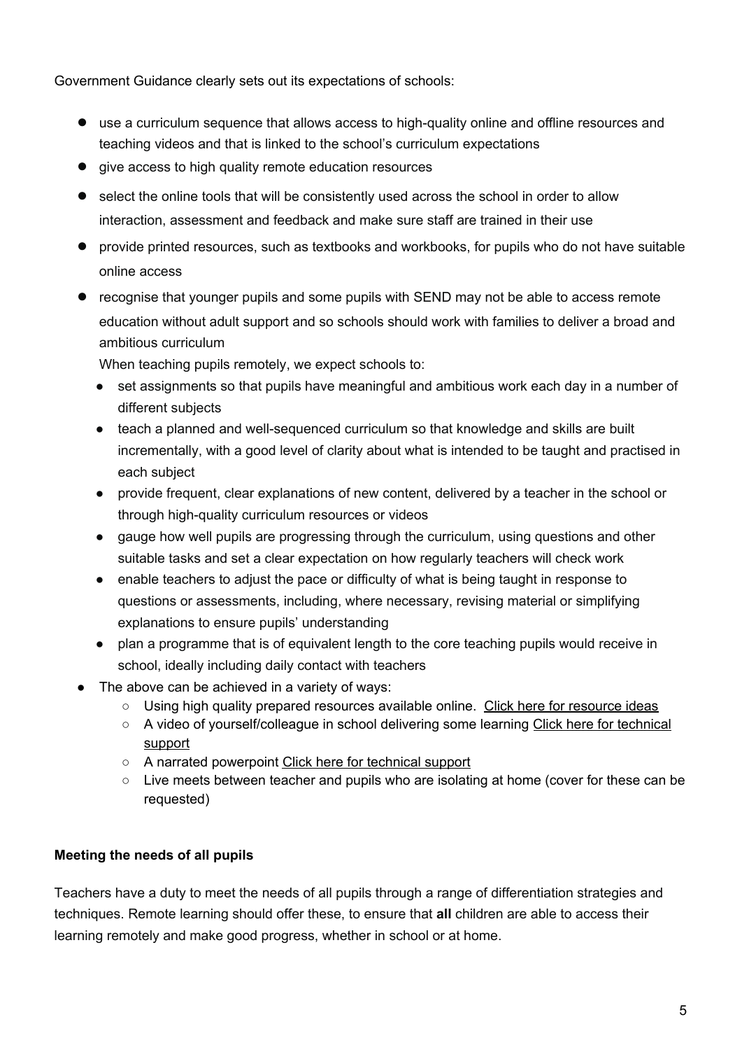Government Guidance clearly sets out its expectations of schools:

- use a curriculum sequence that allows access to high-quality online and offline resources and teaching videos and that is linked to the school's curriculum expectations
- give access to high quality remote education resources
- select the online tools that will be consistently used across the school in order to allow interaction, assessment and feedback and make sure staff are trained in their use
- provide printed resources, such as textbooks and workbooks, for pupils who do not have suitable online access
- recognise that younger pupils and some pupils with SEND may not be able to access remote education without adult support and so schools should work with families to deliver a broad and ambitious curriculum

  When teaching pupils remotely, we expect schools to:
  - set assignments so that pupils have meaningful and ambitious work each day in a number of different subjects
  - teach a planned and well-sequenced curriculum so that knowledge and skills are built incrementally, with a good level of clarity about what is intended to be taught and practised in each subject
  - provide frequent, clear explanations of new content, delivered by a teacher in the school or through high-quality curriculum resources or videos
  - gauge how well pupils are progressing through the curriculum, using questions and other suitable tasks and set a clear expectation on how regularly teachers will check work
  - enable teachers to adjust the pace or difficulty of what is being taught in response to questions or assessments, including, where necessary, revising material or simplifying explanations to ensure pupils' understanding
  - plan a programme that is of equivalent length to the core teaching pupils would receive in school, ideally including daily contact with teachers
- The above can be achieved in a variety of ways:
  - Using high quality prepared resources available online. Click here for resource ideas
  - A video of yourself/colleague in school delivering some learning Click here for technical support
  - A narrated powerpoint Click here for technical support
  - Live meets between teacher and pupils who are isolating at home (cover for these can be requested)

**Meeting the needs of all pupils**

Teachers have a duty to meet the needs of all pupils through a range of differentiation strategies and techniques. Remote learning should offer these, to ensure that **all** children are able to access their learning remotely and make good progress, whether in school or at home.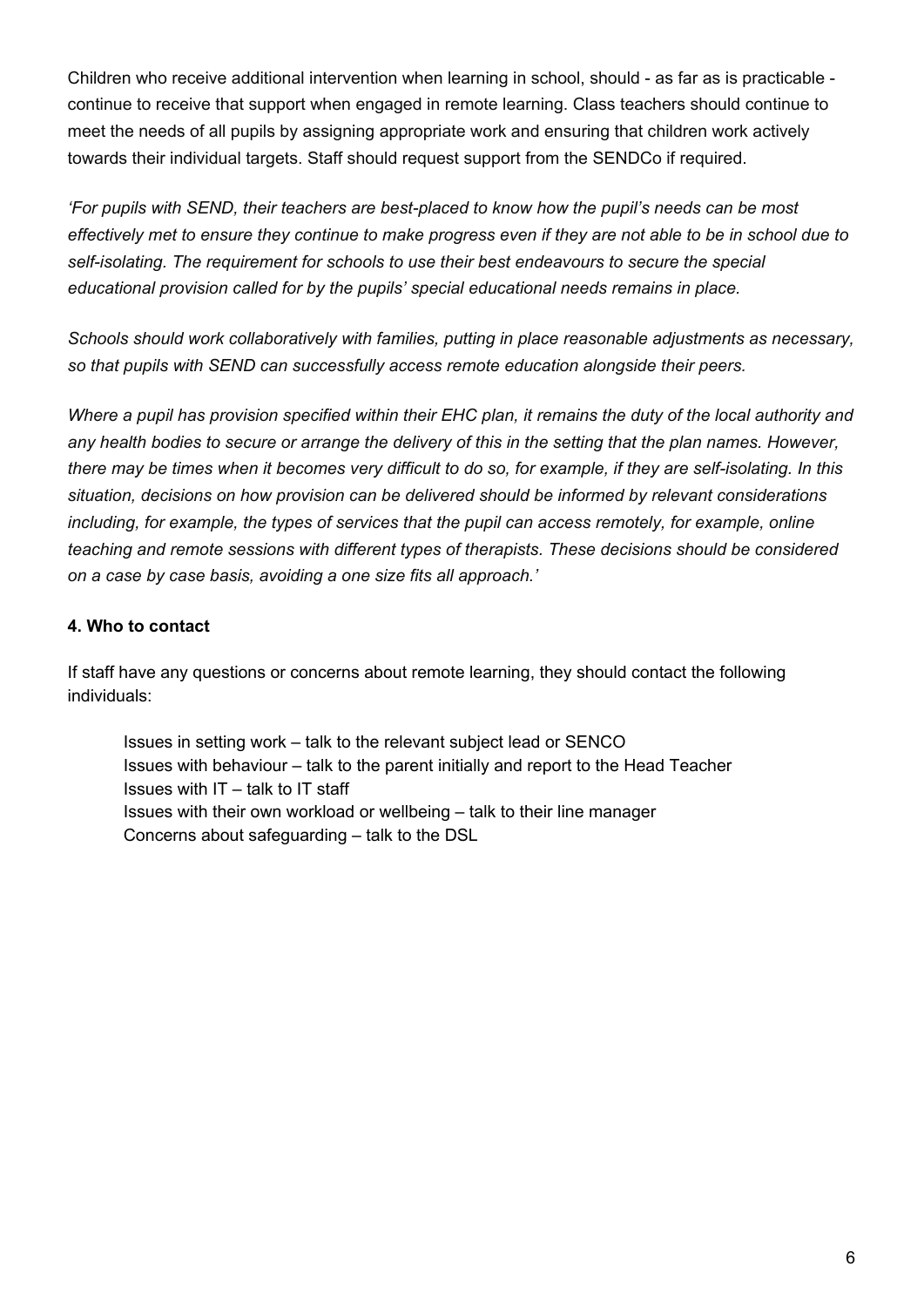Children who receive additional intervention when learning in school, should - as far as is practicable - continue to receive that support when engaged in remote learning. Class teachers should continue to meet the needs of all pupils by assigning appropriate work and ensuring that children work actively towards their individual targets. Staff should request support from the SENDCo if required.

*'For pupils with SEND, their teachers are best-placed to know how the pupil's needs can be most effectively met to ensure they continue to make progress even if they are not able to be in school due to self-isolating. The requirement for schools to use their best endeavours to secure the special educational provision called for by the pupils' special educational needs remains in place.*

*Schools should work collaboratively with families, putting in place reasonable adjustments as necessary, so that pupils with SEND can successfully access remote education alongside their peers.*

*Where a pupil has provision specified within their EHC plan, it remains the duty of the local authority and any health bodies to secure or arrange the delivery of this in the setting that the plan names. However, there may be times when it becomes very difficult to do so, for example, if they are self-isolating. In this situation, decisions on how provision can be delivered should be informed by relevant considerations including, for example, the types of services that the pupil can access remotely, for example, online teaching and remote sessions with different types of therapists. These decisions should be considered on a case by case basis, avoiding a one size fits all approach.'*

**4. Who to contact**

If staff have any questions or concerns about remote learning, they should contact the following individuals:

Issues in setting work – talk to the relevant subject lead or SENCO
Issues with behaviour – talk to the parent initially and report to the Head Teacher
Issues with IT – talk to IT staff
Issues with their own workload or wellbeing – talk to their line manager
Concerns about safeguarding – talk to the DSL